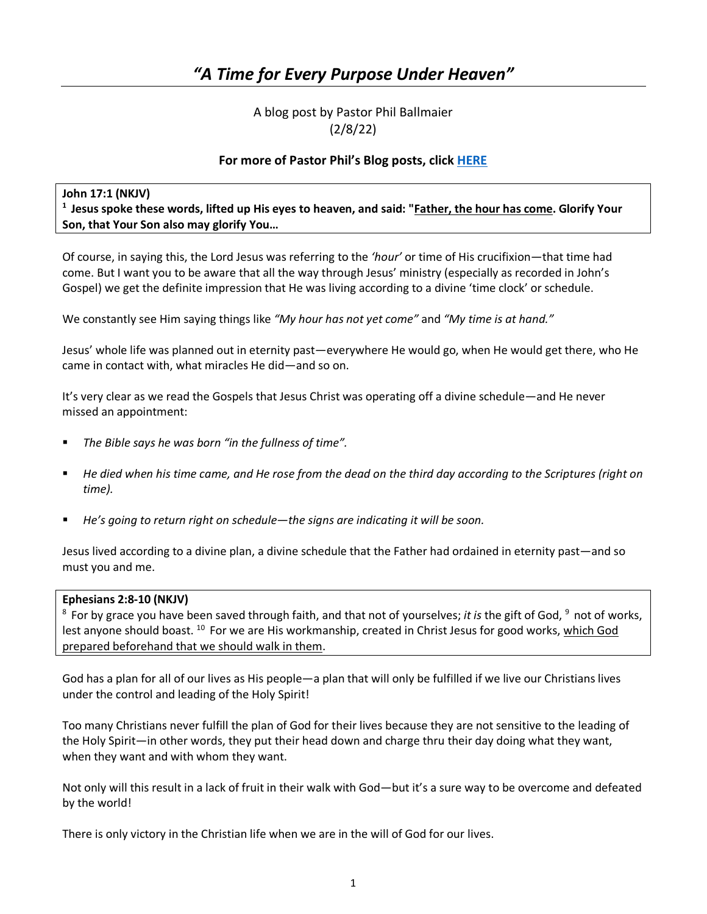# *"A Time for Every Purpose Under Heaven"*

A blog post by Pastor Phil Ballmaier
(2/8/22)

**For more of Pastor Phil's Blog posts, click HERE**

> **John 17:1 (NKJV)**
> **[1] Jesus spoke these words, lifted up His eyes to heaven, and said: "Father, the hour has come. Glorify Your Son, that Your Son also may glorify You…**

Of course, in saying this, the Lord Jesus was referring to the *'hour'* or time of His crucifixion—that time had come. But I want you to be aware that all the way through Jesus' ministry (especially as recorded in John's Gospel) we get the definite impression that He was living according to a divine 'time clock' or schedule.

We constantly see Him saying things like *"My hour has not yet come"* and *"My time is at hand."*

Jesus' whole life was planned out in eternity past—everywhere He would go, when He would get there, who He came in contact with, what miracles He did—and so on.

It's very clear as we read the Gospels that Jesus Christ was operating off a divine schedule—and He never missed an appointment:

- *The Bible says he was born "in the fullness of time".*
- *He died when his time came, and He rose from the dead on the third day according to the Scriptures (right on time).*
- *He's going to return right on schedule—the signs are indicating it will be soon.*

Jesus lived according to a divine plan, a divine schedule that the Father had ordained in eternity past—and so must you and me.

> **Ephesians 2:8-10 (NKJV)**
> [8] For by grace you have been saved through faith, and that not of yourselves; *it is* the gift of God, [9] not of works, lest anyone should boast. [10] For we are His workmanship, created in Christ Jesus for good works, which God prepared beforehand that we should walk in them.

God has a plan for all of our lives as His people—a plan that will only be fulfilled if we live our Christians lives under the control and leading of the Holy Spirit!

Too many Christians never fulfill the plan of God for their lives because they are not sensitive to the leading of the Holy Spirit—in other words, they put their head down and charge thru their day doing what they want, when they want and with whom they want.

Not only will this result in a lack of fruit in their walk with God—but it's a sure way to be overcome and defeated by the world!

There is only victory in the Christian life when we are in the will of God for our lives.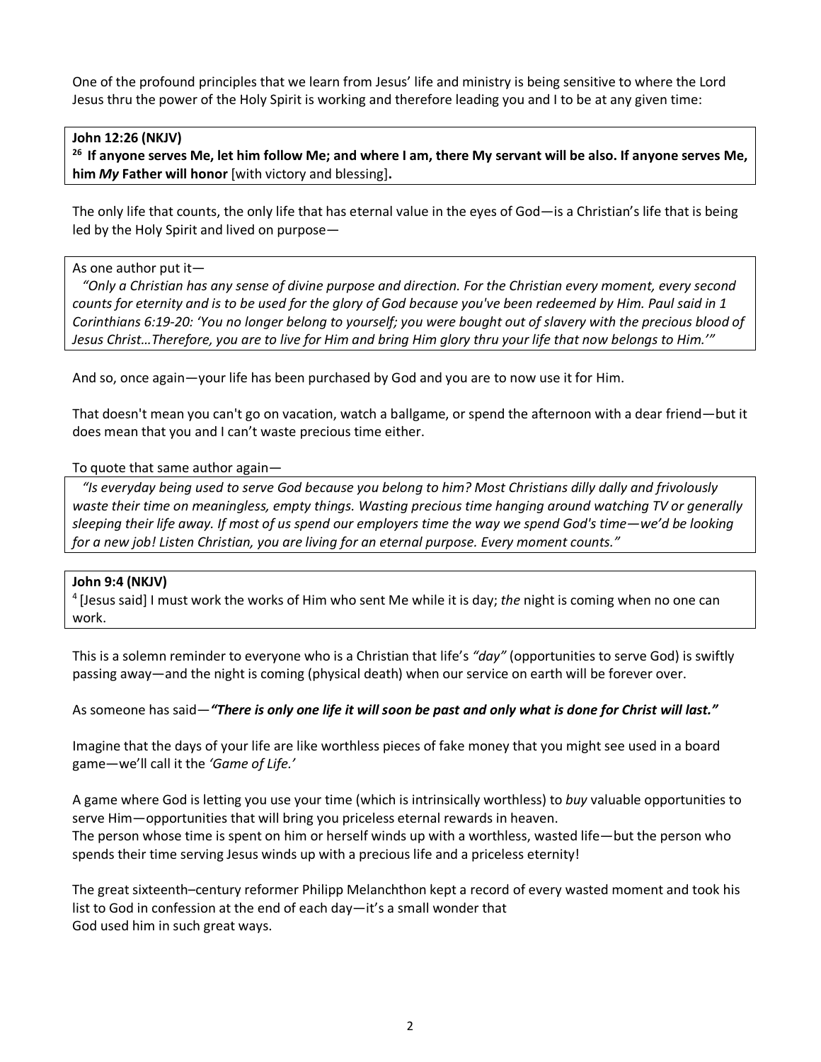One of the profound principles that we learn from Jesus' life and ministry is being sensitive to where the Lord Jesus thru the power of the Holy Spirit is working and therefore leading you and I to be at any given time:

> **John 12:26 (NKJV)**
> **[26] If anyone serves Me, let him follow Me; and where I am, there My servant will be also. If anyone serves Me, him *My* Father will honor** [with victory and blessing]**.**

The only life that counts, the only life that has eternal value in the eyes of God—is a Christian's life that is being led by the Holy Spirit and lived on purpose—

> As one author put it—
> *"Only a Christian has any sense of divine purpose and direction. For the Christian every moment, every second counts for eternity and is to be used for the glory of God because you've been redeemed by Him. Paul said in 1 Corinthians 6:19-20: 'You no longer belong to yourself; you were bought out of slavery with the precious blood of Jesus Christ…Therefore, you are to live for Him and bring Him glory thru your life that now belongs to Him.'"*

And so, once again—your life has been purchased by God and you are to now use it for Him.

That doesn't mean you can't go on vacation, watch a ballgame, or spend the afternoon with a dear friend—but it does mean that you and I can't waste precious time either.

> To quote that same author again—
> *"Is everyday being used to serve God because you belong to him? Most Christians dilly dally and frivolously waste their time on meaningless, empty things. Wasting precious time hanging around watching TV or generally sleeping their life away. If most of us spend our employers time the way we spend God's time—we'd be looking for a new job! Listen Christian, you are living for an eternal purpose. Every moment counts."*

> **John 9:4 (NKJV)**
> [4] [Jesus said] I must work the works of Him who sent Me while it is day; *the* night is coming when no one can work.

This is a solemn reminder to everyone who is a Christian that life's *"day"* (opportunities to serve God) is swiftly passing away—and the night is coming (physical death) when our service on earth will be forever over.

As someone has said—***"There is only one life it will soon be past and only what is done for Christ will last."***

Imagine that the days of your life are like worthless pieces of fake money that you might see used in a board game—we'll call it the *'Game of Life.'*

A game where God is letting you use your time (which is intrinsically worthless) to *buy* valuable opportunities to serve Him—opportunities that will bring you priceless eternal rewards in heaven.
The person whose time is spent on him or herself winds up with a worthless, wasted life—but the person who spends their time serving Jesus winds up with a precious life and a priceless eternity!

The great sixteenth–century reformer Philipp Melanchthon kept a record of every wasted moment and took his list to God in confession at the end of each day—it's a small wonder that God used him in such great ways.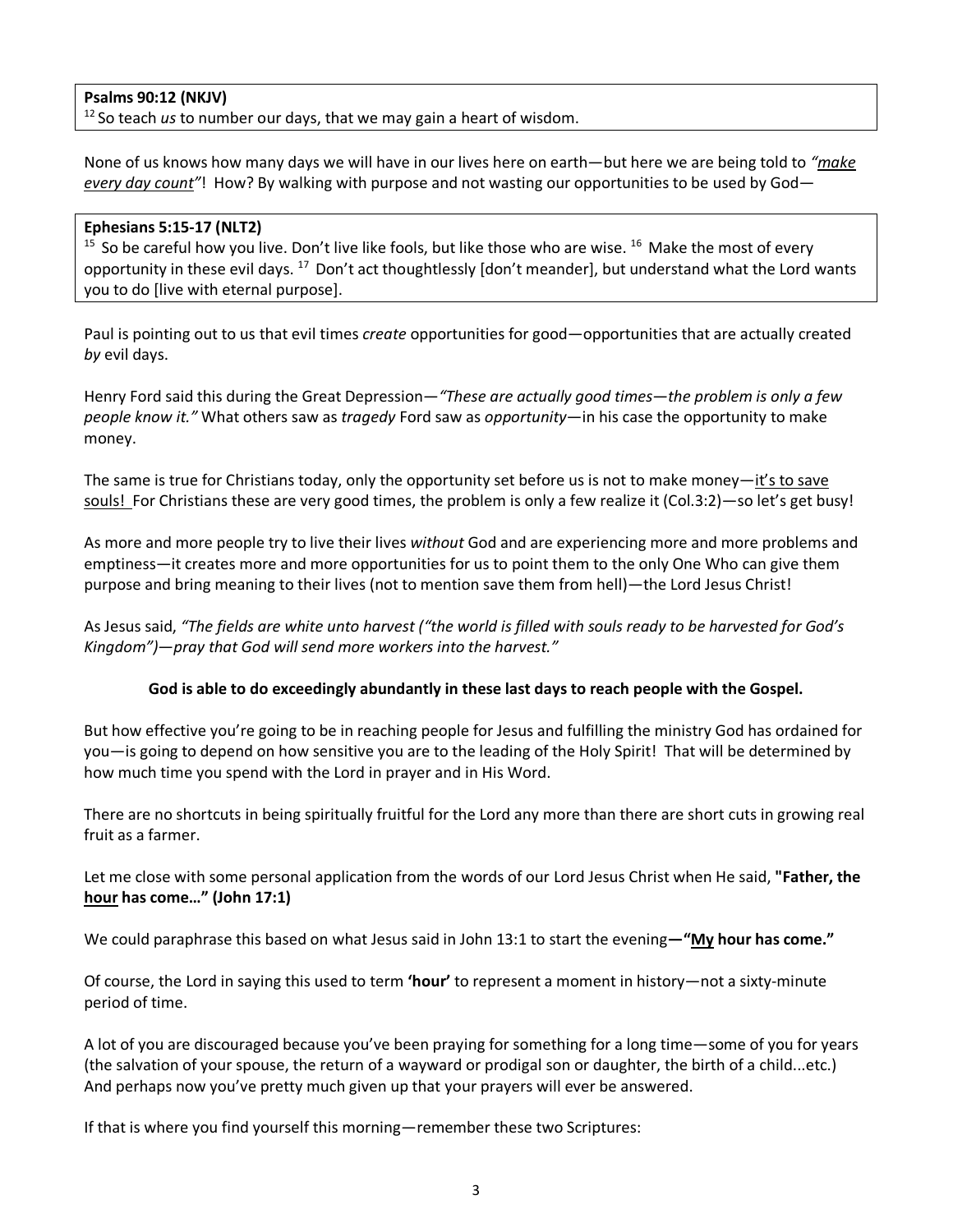**Psalms 90:12 (NKJV)**
[12] So teach *us* to number our days, that we may gain a heart of wisdom.

None of us knows how many days we will have in our lives here on earth—but here we are being told to *"make every day count"*! How? By walking with purpose and not wasting our opportunities to be used by God—

**Ephesians 5:15-17 (NLT2)**
[15] So be careful how you live. Don't live like fools, but like those who are wise. [16] Make the most of every opportunity in these evil days. [17] Don't act thoughtlessly [don't meander], but understand what the Lord wants you to do [live with eternal purpose].

Paul is pointing out to us that evil times *create* opportunities for good—opportunities that are actually created *by* evil days.

Henry Ford said this during the Great Depression—*"These are actually good times—the problem is only a few people know it."* What others saw as *tragedy* Ford saw as *opportunity*—in his case the opportunity to make money.

The same is true for Christians today, only the opportunity set before us is not to make money—it's to save souls! For Christians these are very good times, the problem is only a few realize it (Col.3:2)—so let's get busy!

As more and more people try to live their lives *without* God and are experiencing more and more problems and emptiness—it creates more and more opportunities for us to point them to the only One Who can give them purpose and bring meaning to their lives (not to mention save them from hell)—the Lord Jesus Christ!

As Jesus said, *"The fields are white unto harvest ("the world is filled with souls ready to be harvested for God's Kingdom")—pray that God will send more workers into the harvest."*

**God is able to do exceedingly abundantly in these last days to reach people with the Gospel.**

But how effective you're going to be in reaching people for Jesus and fulfilling the ministry God has ordained for you—is going to depend on how sensitive you are to the leading of the Holy Spirit! That will be determined by how much time you spend with the Lord in prayer and in His Word.

There are no shortcuts in being spiritually fruitful for the Lord any more than there are short cuts in growing real fruit as a farmer.

Let me close with some personal application from the words of our Lord Jesus Christ when He said, **"Father, the hour has come…" (John 17:1)**

We could paraphrase this based on what Jesus said in John 13:1 to start the evening**—"My hour has come."**

Of course, the Lord in saying this used to term **'hour'** to represent a moment in history—not a sixty-minute period of time.

A lot of you are discouraged because you've been praying for something for a long time—some of you for years (the salvation of your spouse, the return of a wayward or prodigal son or daughter, the birth of a child...etc.) And perhaps now you've pretty much given up that your prayers will ever be answered.

If that is where you find yourself this morning—remember these two Scriptures: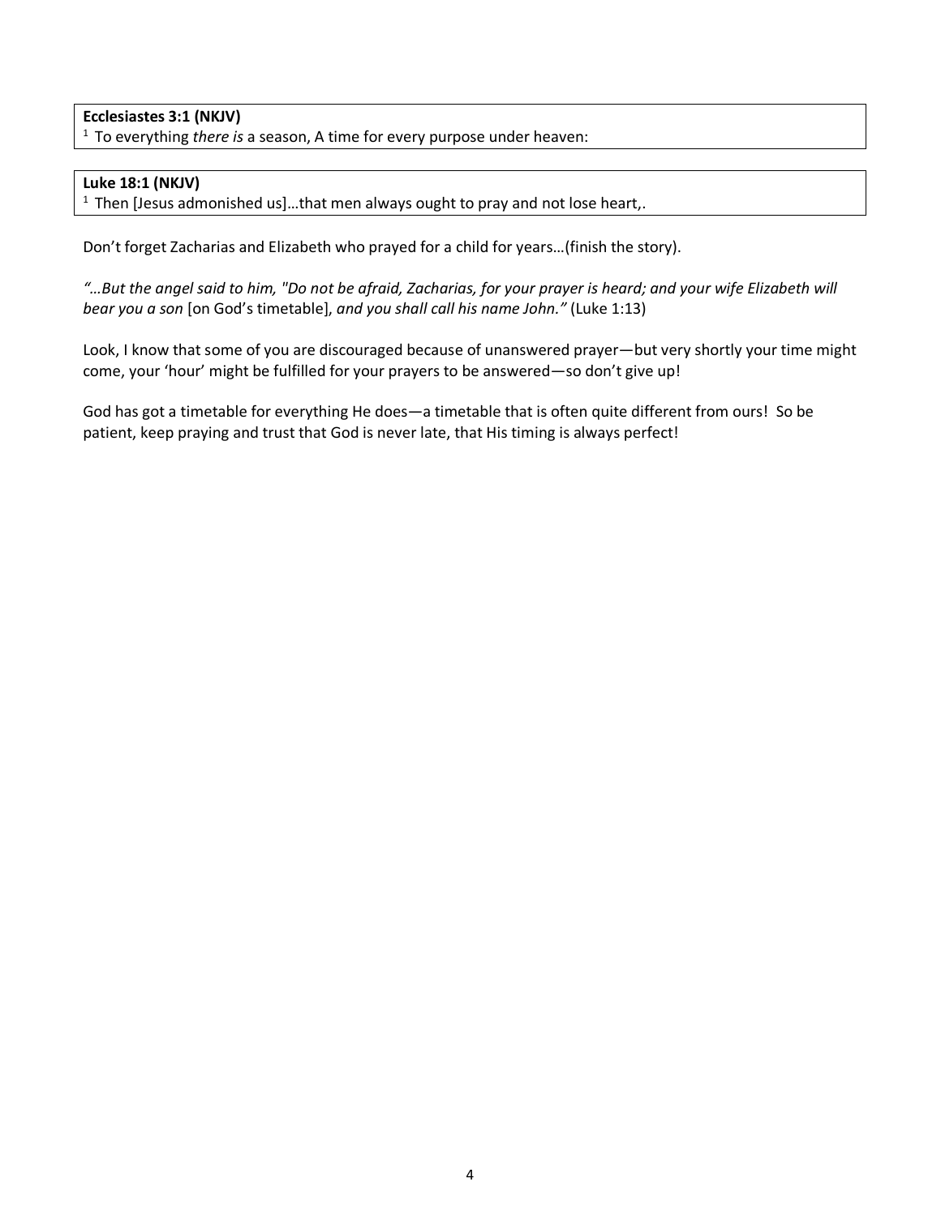**Ecclesiastes 3:1 (NKJV)**
[1] To everything *there is* a season, A time for every purpose under heaven:

**Luke 18:1 (NKJV)**
[1] Then [Jesus admonished us]…that men always ought to pray and not lose heart,.

Don't forget Zacharias and Elizabeth who prayed for a child for years…(finish the story).

*"…But the angel said to him, "Do not be afraid, Zacharias, for your prayer is heard; and your wife Elizabeth will bear you a son* [on God's timetable], *and you shall call his name John."* (Luke 1:13)

Look, I know that some of you are discouraged because of unanswered prayer—but very shortly your time might come, your 'hour' might be fulfilled for your prayers to be answered—so don't give up!

God has got a timetable for everything He does—a timetable that is often quite different from ours! So be patient, keep praying and trust that God is never late, that His timing is always perfect!